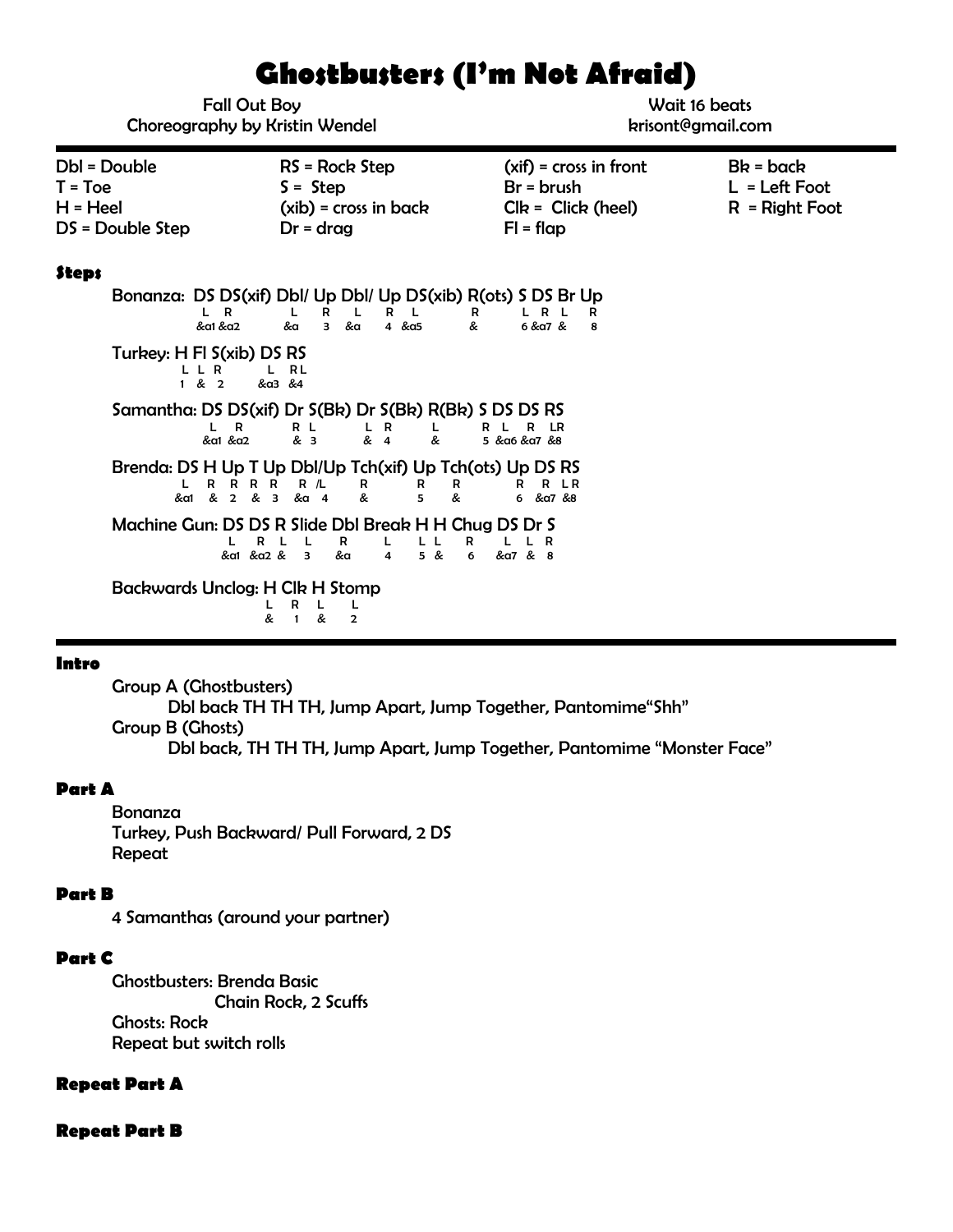# Ghostbusters (I'm Not Afraid)

Fall Out Boy
Choreography by Kristin Wendel

Wait 16 beats
krisont@gmail.com

| | | | |
|---|---|---|---|
| Dbl = Double | RS = Rock Step | (xif) = cross in front | Bk = back |
| T = Toe | S = Step | Br = brush | L = Left Foot |
| H = Heel | (xib) = cross in back | Clk = Click (heel) | R = Right Foot |
| DS = Double Step | Dr = drag | Fl = flap | |

### Steps

```
Bonanza:  DS DS(xif) Dbl/ Up Dbl/ Up DS(xib) R(ots) S DS Br Up
          L  R        L    R   L   R  L       R      L R  L  R
          &a1 &a2     &a   3   &a  4  &a5     &      6 &a7 &  8

Turkey: H Fl S(xib) DS RS
        L L  R      L  RL
        1 &  2      &a3 &4

Samantha: DS DS(xif) Dr S(Bk) Dr S(Bk) R(Bk) S DS DS RS
          L   R      R  L     L  R     L     R L  R  LR
          &a1 &a2    &  3     &  4     &     5 &a6 &a7 &8

Brenda: DS H Up T Up Dbl/Up Tch(xif) Up Tch(ots) Up DS RS
        L  R R  R R  R /L   R        R  R           R  LR
        &a1 & 2 & 3  &a 4   &        5  &           6 &a7 &8

Machine Gun: DS DS R Slide Dbl Break H H Chug DS Dr S
             L  R  L L     R         L L L    R  L  L R
             &a1 &a2 & 3   &a        4 5 &    6  &a7 & 8

Backwards Unclog: H Clk H Stomp
                  L R   L L
                  & 1   & 2
```

### Intro

Group A (Ghostbusters)
Dbl back TH TH TH, Jump Apart, Jump Together, Pantomime"Shh"

Group B (Ghosts)
Dbl back, TH TH TH, Jump Apart, Jump Together, Pantomime "Monster Face"

### Part A

Bonanza
Turkey, Push Backward/ Pull Forward, 2 DS
Repeat

### Part B

4 Samanthas (around your partner)

### Part C

Ghostbusters: Brenda Basic
Chain Rock, 2 Scuffs
Ghosts: Rock
Repeat but switch rolls

### Repeat Part A

### Repeat Part B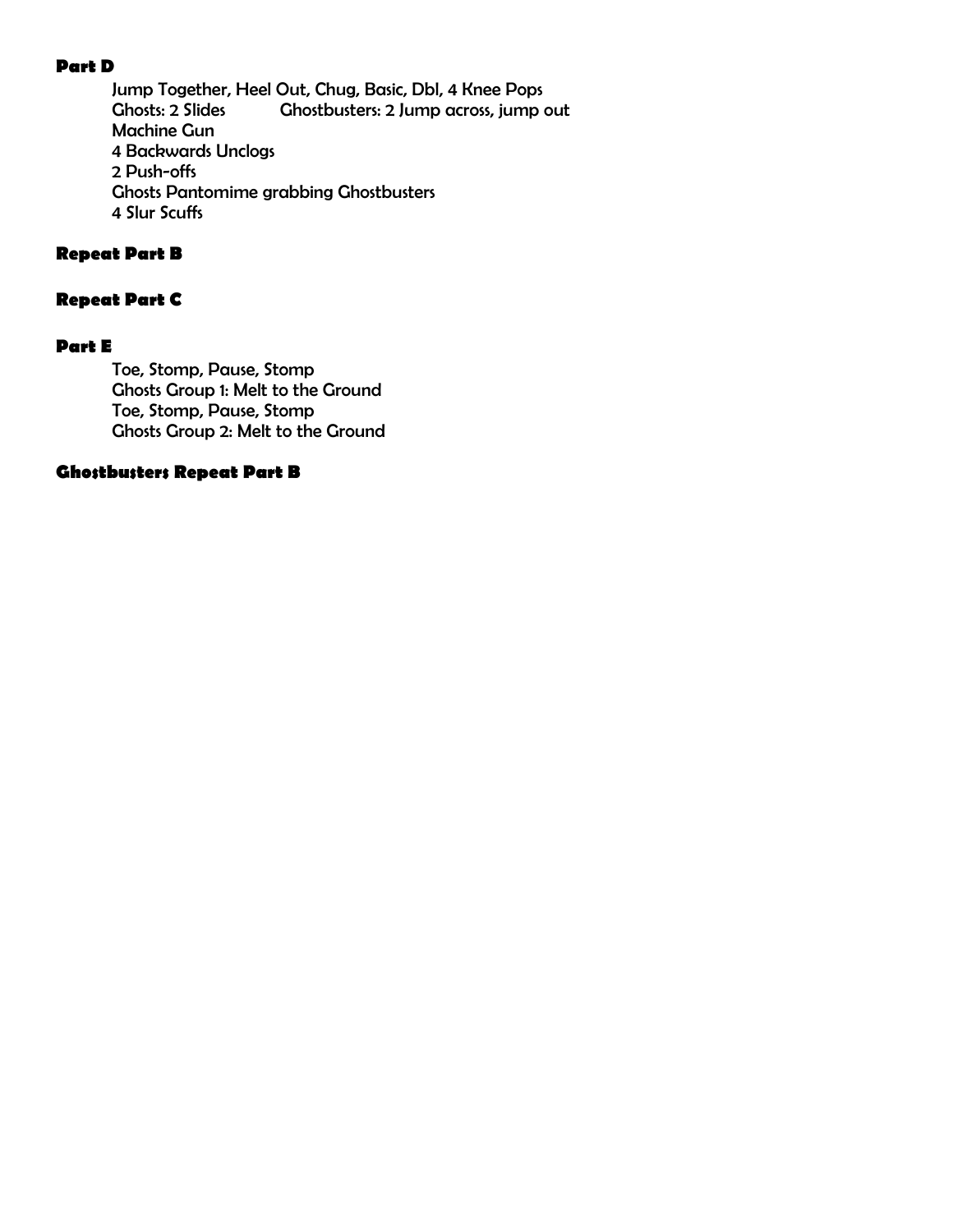**Part D**

Jump Together, Heel Out, Chug, Basic, Dbl, 4 Knee Pops
Ghosts: 2 Slides Ghostbusters: 2 Jump across, jump out
Machine Gun
4 Backwards Unclogs
2 Push-offs
Ghosts Pantomime grabbing Ghostbusters
4 Slur Scuffs

**Repeat Part B**

**Repeat Part C**

**Part E**

Toe, Stomp, Pause, Stomp
Ghosts Group 1: Melt to the Ground
Toe, Stomp, Pause, Stomp
Ghosts Group 2: Melt to the Ground

**Ghostbusters Repeat Part B**